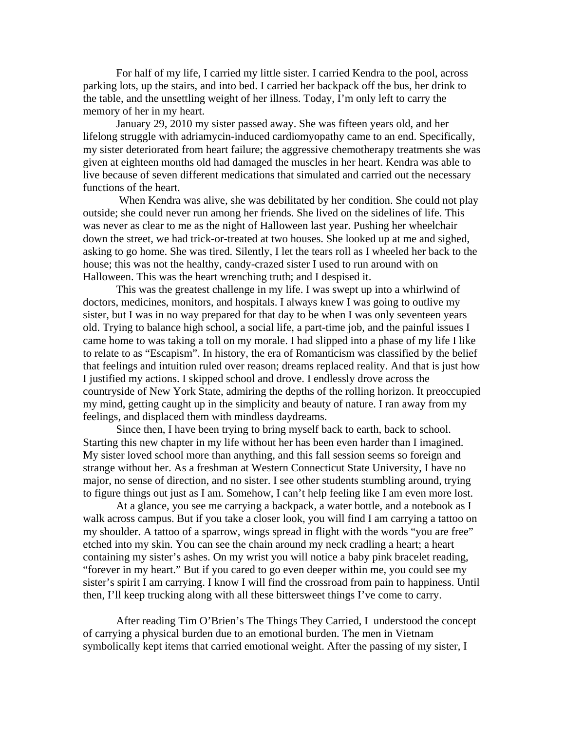For half of my life, I carried my little sister. I carried Kendra to the pool, across parking lots, up the stairs, and into bed. I carried her backpack off the bus, her drink to the table, and the unsettling weight of her illness. Today, I'm only left to carry the memory of her in my heart.

January 29, 2010 my sister passed away. She was fifteen years old, and her lifelong struggle with adriamycin-induced cardiomyopathy came to an end. Specifically, my sister deteriorated from heart failure; the aggressive chemotherapy treatments she was given at eighteen months old had damaged the muscles in her heart. Kendra was able to live because of seven different medications that simulated and carried out the necessary functions of the heart.

When Kendra was alive, she was debilitated by her condition. She could not play outside; she could never run among her friends. She lived on the sidelines of life. This was never as clear to me as the night of Halloween last year. Pushing her wheelchair down the street, we had trick-or-treated at two houses. She looked up at me and sighed, asking to go home. She was tired. Silently, I let the tears roll as I wheeled her back to the house; this was not the healthy, candy-crazed sister I used to run around with on Halloween. This was the heart wrenching truth; and I despised it.

This was the greatest challenge in my life. I was swept up into a whirlwind of doctors, medicines, monitors, and hospitals. I always knew I was going to outlive my sister, but I was in no way prepared for that day to be when I was only seventeen years old. Trying to balance high school, a social life, a part-time job, and the painful issues I came home to was taking a toll on my morale. I had slipped into a phase of my life I like to relate to as "Escapism". In history, the era of Romanticism was classified by the belief that feelings and intuition ruled over reason; dreams replaced reality. And that is just how I justified my actions. I skipped school and drove. I endlessly drove across the countryside of New York State, admiring the depths of the rolling horizon. It preoccupied my mind, getting caught up in the simplicity and beauty of nature. I ran away from my feelings, and displaced them with mindless daydreams.

Since then, I have been trying to bring myself back to earth, back to school. Starting this new chapter in my life without her has been even harder than I imagined. My sister loved school more than anything, and this fall session seems so foreign and strange without her. As a freshman at Western Connecticut State University, I have no major, no sense of direction, and no sister. I see other students stumbling around, trying to figure things out just as I am. Somehow, I can't help feeling like I am even more lost.

At a glance, you see me carrying a backpack, a water bottle, and a notebook as I walk across campus. But if you take a closer look, you will find I am carrying a tattoo on my shoulder. A tattoo of a sparrow, wings spread in flight with the words "you are free" etched into my skin. You can see the chain around my neck cradling a heart; a heart containing my sister's ashes. On my wrist you will notice a baby pink bracelet reading, "forever in my heart." But if you cared to go even deeper within me, you could see my sister's spirit I am carrying. I know I will find the crossroad from pain to happiness. Until then, I'll keep trucking along with all these bittersweet things I've come to carry.

After reading Tim O'Brien's <u>The Things They Carried,</u> I understood the concept of carrying a physical burden due to an emotional burden. The men in Vietnam symbolically kept items that carried emotional weight. After the passing of my sister, I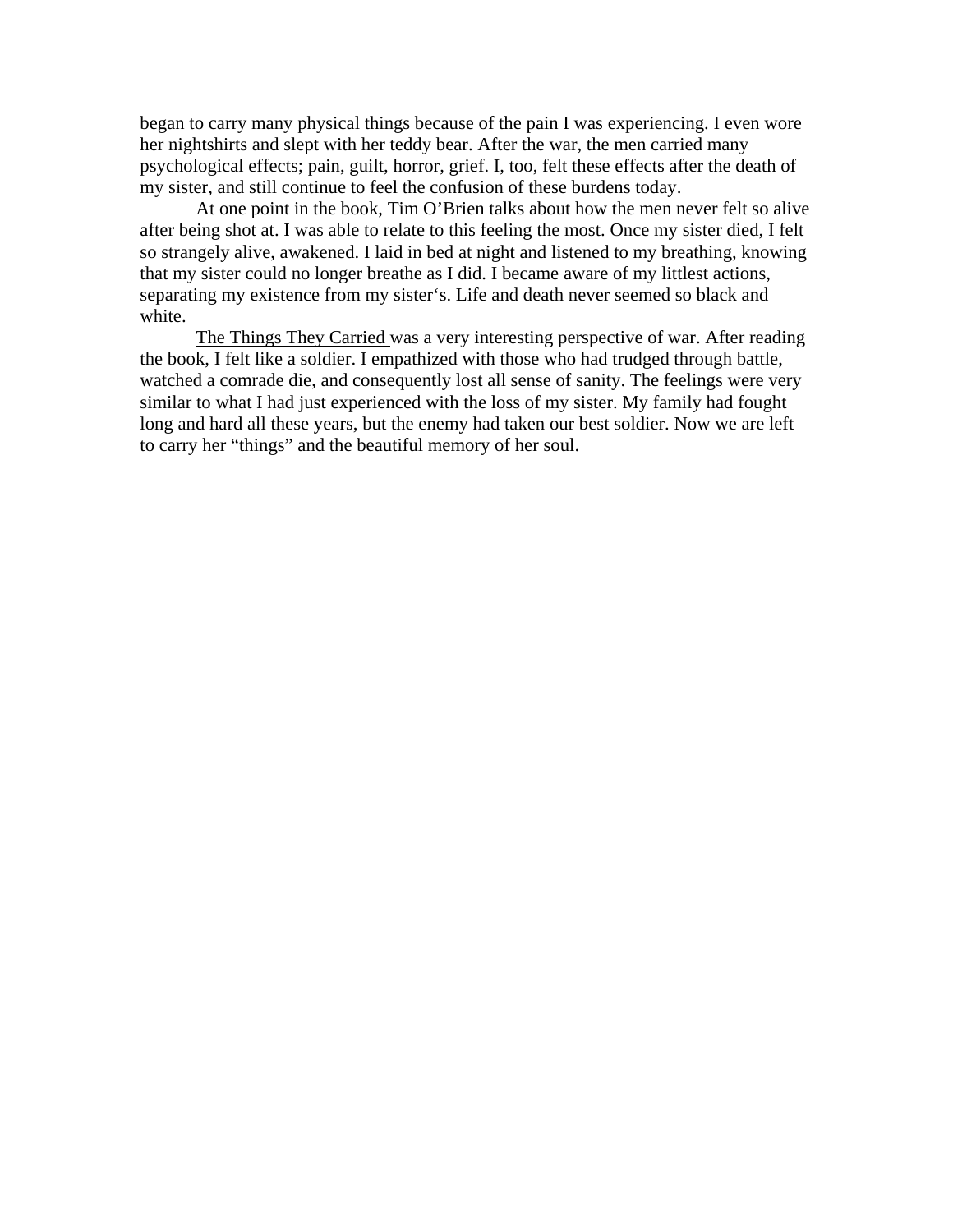began to carry many physical things because of the pain I was experiencing. I even wore her nightshirts and slept with her teddy bear. After the war, the men carried many psychological effects; pain, guilt, horror, grief. I, too, felt these effects after the death of my sister, and still continue to feel the confusion of these burdens today.

At one point in the book, Tim O'Brien talks about how the men never felt so alive after being shot at. I was able to relate to this feeling the most. Once my sister died, I felt so strangely alive, awakened. I laid in bed at night and listened to my breathing, knowing that my sister could no longer breathe as I did. I became aware of my littlest actions, separating my existence from my sister's. Life and death never seemed so black and white.

The Things They Carried was a very interesting perspective of war. After reading the book, I felt like a soldier. I empathized with those who had trudged through battle, watched a comrade die, and consequently lost all sense of sanity. The feelings were very similar to what I had just experienced with the loss of my sister. My family had fought long and hard all these years, but the enemy had taken our best soldier. Now we are left to carry her "things" and the beautiful memory of her soul.